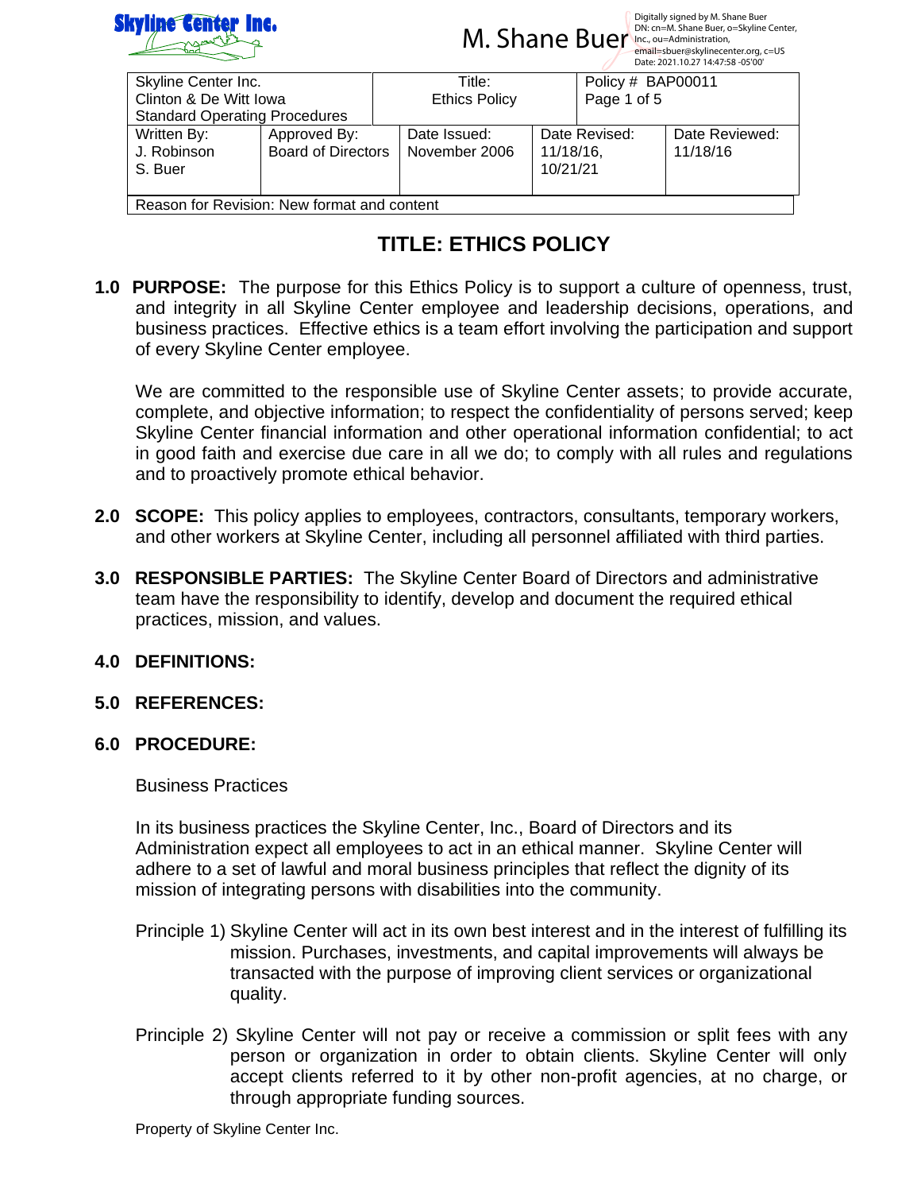Skyline Center Inc.

M. Shane Buer Digitally signed by M. Shane Buer DN: cn=M. Shane Buer, o=Skyline Center, Inc., ou=Administration, email=sbuer@skylinecenter.org, c=US Date: 2021.10.27 14:47:58 -05'00'

| Skyline Center Inc. Clinton & De Witt Iowa Standard Operating Procedures | | Title: Ethics Policy | | Policy # BAP00011 Page 1 of 5 |
|---|---|---|---|---|
| Written By: J. Robinson S. Buer | Approved By: Board of Directors | Date Issued: November 2006 | Date Revised: 11/18/16, 10/21/21 | Date Reviewed: 11/18/16 |
| Reason for Revision: New format and content | | | | |

# TITLE: ETHICS POLICY

**1.0 PURPOSE:** The purpose for this Ethics Policy is to support a culture of openness, trust, and integrity in all Skyline Center employee and leadership decisions, operations, and business practices. Effective ethics is a team effort involving the participation and support of every Skyline Center employee.

We are committed to the responsible use of Skyline Center assets; to provide accurate, complete, and objective information; to respect the confidentiality of persons served; keep Skyline Center financial information and other operational information confidential; to act in good faith and exercise due care in all we do; to comply with all rules and regulations and to proactively promote ethical behavior.

**2.0 SCOPE:** This policy applies to employees, contractors, consultants, temporary workers, and other workers at Skyline Center, including all personnel affiliated with third parties.

**3.0 RESPONSIBLE PARTIES:** The Skyline Center Board of Directors and administrative team have the responsibility to identify, develop and document the required ethical practices, mission, and values.

**4.0 DEFINITIONS:**

**5.0 REFERENCES:**

**6.0 PROCEDURE:**

Business Practices

In its business practices the Skyline Center, Inc., Board of Directors and its Administration expect all employees to act in an ethical manner. Skyline Center will adhere to a set of lawful and moral business principles that reflect the dignity of its mission of integrating persons with disabilities into the community.

Principle 1) Skyline Center will act in its own best interest and in the interest of fulfilling its mission. Purchases, investments, and capital improvements will always be transacted with the purpose of improving client services or organizational quality.

Principle 2) Skyline Center will not pay or receive a commission or split fees with any person or organization in order to obtain clients. Skyline Center will only accept clients referred to it by other non-profit agencies, at no charge, or through appropriate funding sources.

Property of Skyline Center Inc.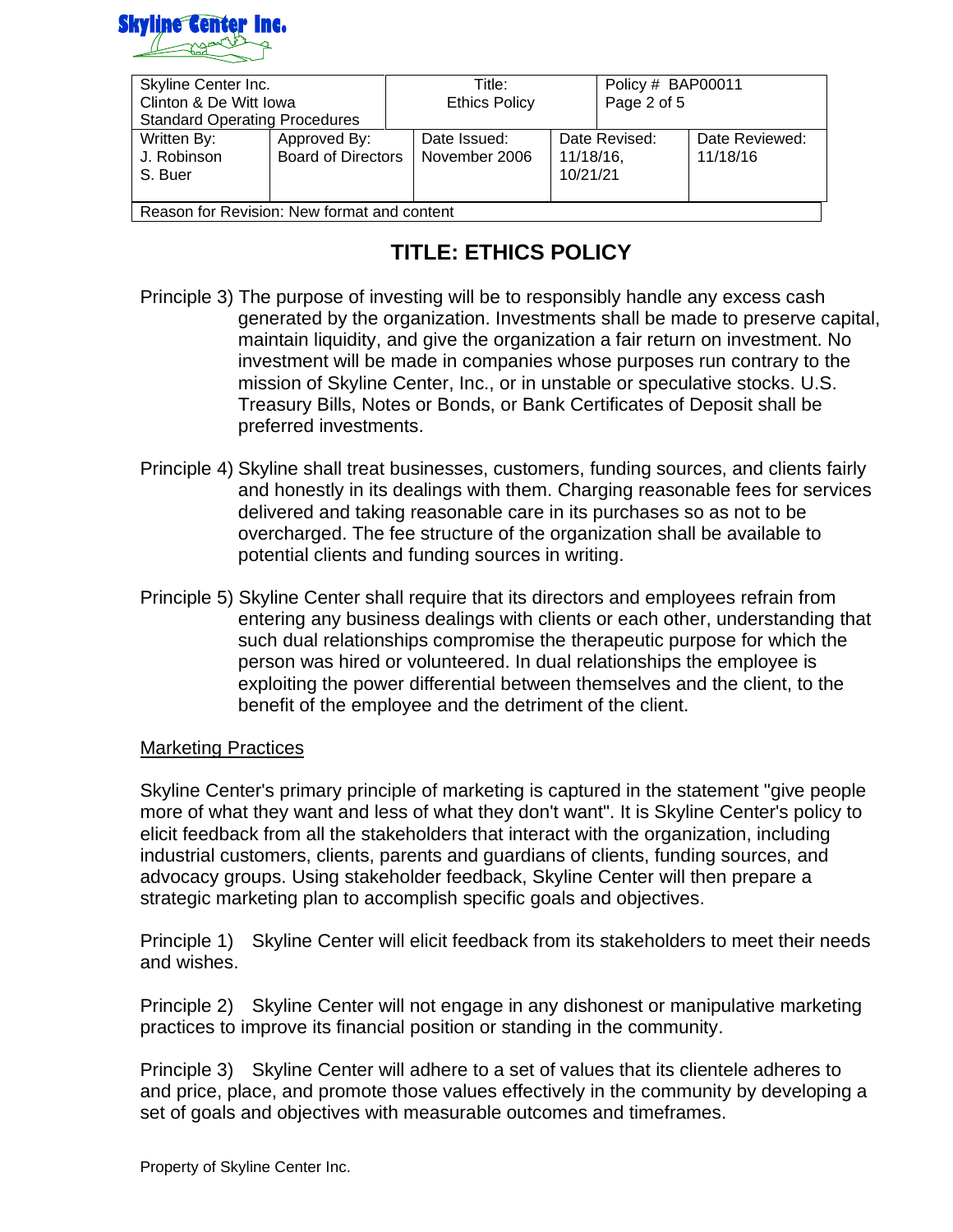| Skyline Center Inc.<br>Clinton & De Witt Iowa<br>Standard Operating Procedures | | Title:<br>Ethics Policy | Policy # BAP00011<br>Page 2 of 5 | |
|---|---|---|---|---|
| Written By:<br>J. Robinson<br>S. Buer | Approved By:<br>Board of Directors | Date Issued:<br>November 2006 | Date Revised:<br>11/18/16,<br>10/21/21 | Date Reviewed:<br>11/18/16 |
| Reason for Revision: New format and content | | | | |

# TITLE: ETHICS POLICY

Principle 3) The purpose of investing will be to responsibly handle any excess cash generated by the organization. Investments shall be made to preserve capital, maintain liquidity, and give the organization a fair return on investment. No investment will be made in companies whose purposes run contrary to the mission of Skyline Center, Inc., or in unstable or speculative stocks. U.S. Treasury Bills, Notes or Bonds, or Bank Certificates of Deposit shall be preferred investments.

Principle 4) Skyline shall treat businesses, customers, funding sources, and clients fairly and honestly in its dealings with them. Charging reasonable fees for services delivered and taking reasonable care in its purchases so as not to be overcharged. The fee structure of the organization shall be available to potential clients and funding sources in writing.

Principle 5) Skyline Center shall require that its directors and employees refrain from entering any business dealings with clients or each other, understanding that such dual relationships compromise the therapeutic purpose for which the person was hired or volunteered. In dual relationships the employee is exploiting the power differential between themselves and the client, to the benefit of the employee and the detriment of the client.

Marketing Practices

Skyline Center's primary principle of marketing is captured in the statement "give people more of what they want and less of what they don't want". It is Skyline Center's policy to elicit feedback from all the stakeholders that interact with the organization, including industrial customers, clients, parents and guardians of clients, funding sources, and advocacy groups. Using stakeholder feedback, Skyline Center will then prepare a strategic marketing plan to accomplish specific goals and objectives.

Principle 1) Skyline Center will elicit feedback from its stakeholders to meet their needs and wishes.

Principle 2) Skyline Center will not engage in any dishonest or manipulative marketing practices to improve its financial position or standing in the community.

Principle 3) Skyline Center will adhere to a set of values that its clientele adheres to and price, place, and promote those values effectively in the community by developing a set of goals and objectives with measurable outcomes and timeframes.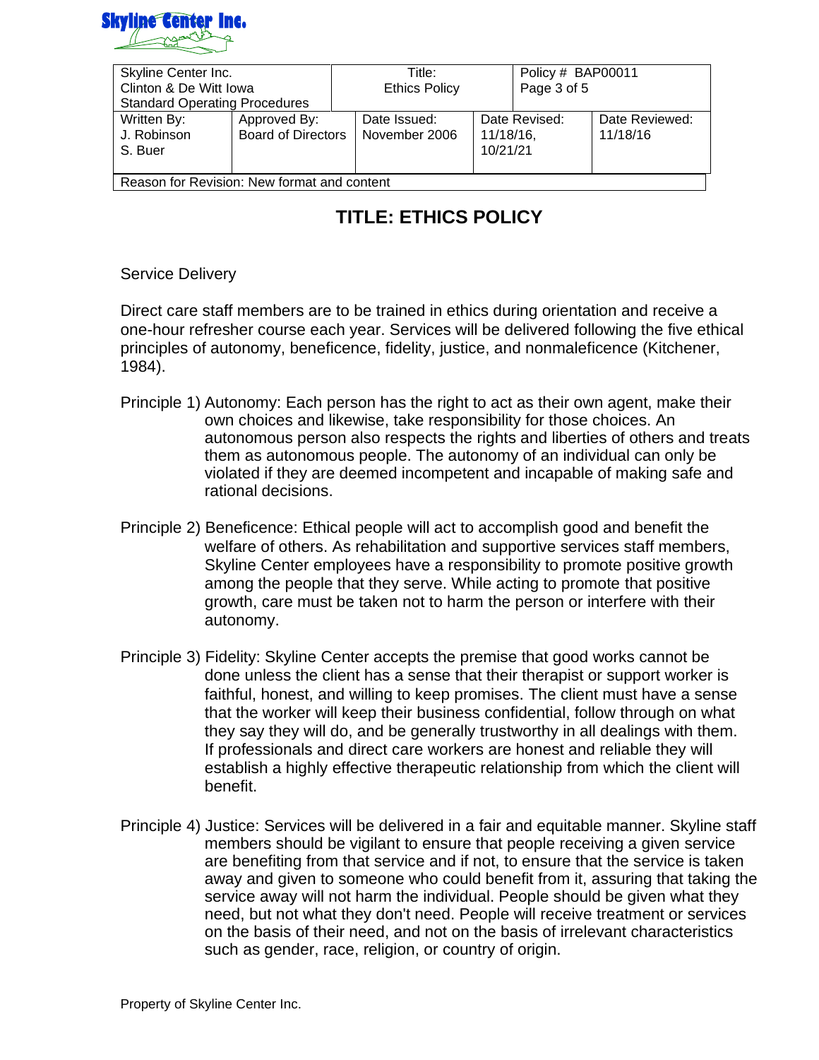| Skyline Center Inc.<br>Clinton & De Witt Iowa<br>Standard Operating Procedures | | Title:<br>Ethics Policy | | Policy # BAP00011 |
|---|---|---|---|---|
| Written By:<br>J. Robinson<br>S. Buer | Approved By:<br>Board of Directors | Date Issued:<br>November 2006 | Date Revised:<br>11/18/16,<br>10/21/21 | Date Reviewed:<br>11/18/16 |
| Reason for Revision: New format and content | | | | |

# TITLE: ETHICS POLICY

Service Delivery

Direct care staff members are to be trained in ethics during orientation and receive a one-hour refresher course each year. Services will be delivered following the five ethical principles of autonomy, beneficence, fidelity, justice, and nonmaleficence (Kitchener, 1984).

Principle 1) Autonomy: Each person has the right to act as their own agent, make their own choices and likewise, take responsibility for those choices. An autonomous person also respects the rights and liberties of others and treats them as autonomous people. The autonomy of an individual can only be violated if they are deemed incompetent and incapable of making safe and rational decisions.

Principle 2) Beneficence: Ethical people will act to accomplish good and benefit the welfare of others. As rehabilitation and supportive services staff members, Skyline Center employees have a responsibility to promote positive growth among the people that they serve. While acting to promote that positive growth, care must be taken not to harm the person or interfere with their autonomy.

Principle 3) Fidelity: Skyline Center accepts the premise that good works cannot be done unless the client has a sense that their therapist or support worker is faithful, honest, and willing to keep promises. The client must have a sense that the worker will keep their business confidential, follow through on what they say they will do, and be generally trustworthy in all dealings with them. If professionals and direct care workers are honest and reliable they will establish a highly effective therapeutic relationship from which the client will benefit.

Principle 4) Justice: Services will be delivered in a fair and equitable manner. Skyline staff members should be vigilant to ensure that people receiving a given service are benefiting from that service and if not, to ensure that the service is taken away and given to someone who could benefit from it, assuring that taking the service away will not harm the individual. People should be given what they need, but not what they don't need. People will receive treatment or services on the basis of their need, and not on the basis of irrelevant characteristics such as gender, race, religion, or country of origin.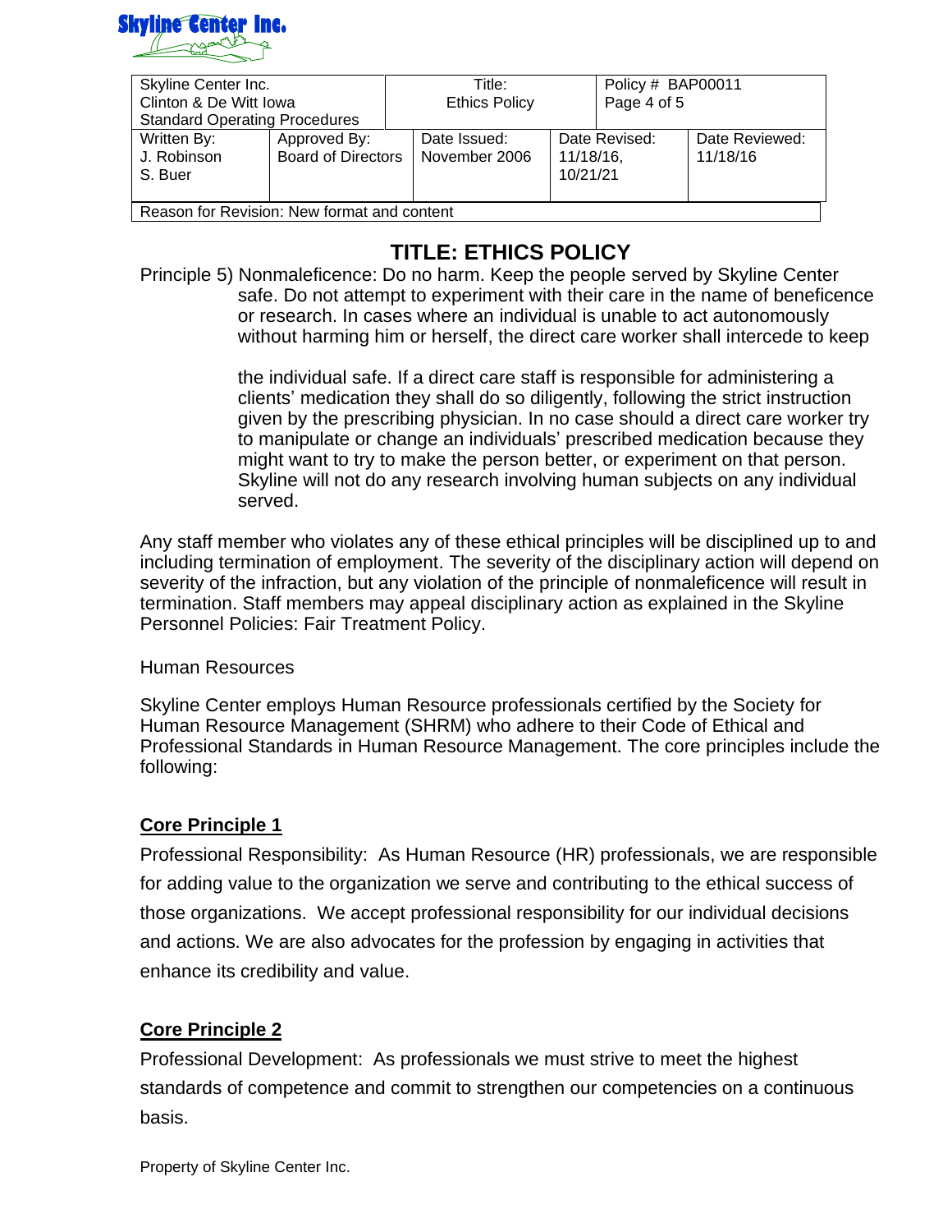# TITLE: ETHICS POLICY

Principle 5) Nonmaleficence: Do no harm. Keep the people served by Skyline Center safe. Do not attempt to experiment with their care in the name of beneficence or research. In cases where an individual is unable to act autonomously without harming him or herself, the direct care worker shall intercede to keep the individual safe. If a direct care staff is responsible for administering a clients' medication they shall do so diligently, following the strict instruction given by the prescribing physician. In no case should a direct care worker try to manipulate or change an individuals' prescribed medication because they might want to try to make the person better, or experiment on that person. Skyline will not do any research involving human subjects on any individual served.

Any staff member who violates any of these ethical principles will be disciplined up to and including termination of employment. The severity of the disciplinary action will depend on severity of the infraction, but any violation of the principle of nonmaleficence will result in termination. Staff members may appeal disciplinary action as explained in the Skyline Personnel Policies: Fair Treatment Policy.

Human Resources

Skyline Center employs Human Resource professionals certified by the Society for Human Resource Management (SHRM) who adhere to their Code of Ethical and Professional Standards in Human Resource Management. The core principles include the following:

**Core Principle 1**

Professional Responsibility: As Human Resource (HR) professionals, we are responsible for adding value to the organization we serve and contributing to the ethical success of those organizations. We accept professional responsibility for our individual decisions and actions. We are also advocates for the profession by engaging in activities that enhance its credibility and value.

**Core Principle 2**

Professional Development: As professionals we must strive to meet the highest standards of competence and commit to strengthen our competencies on a continuous basis.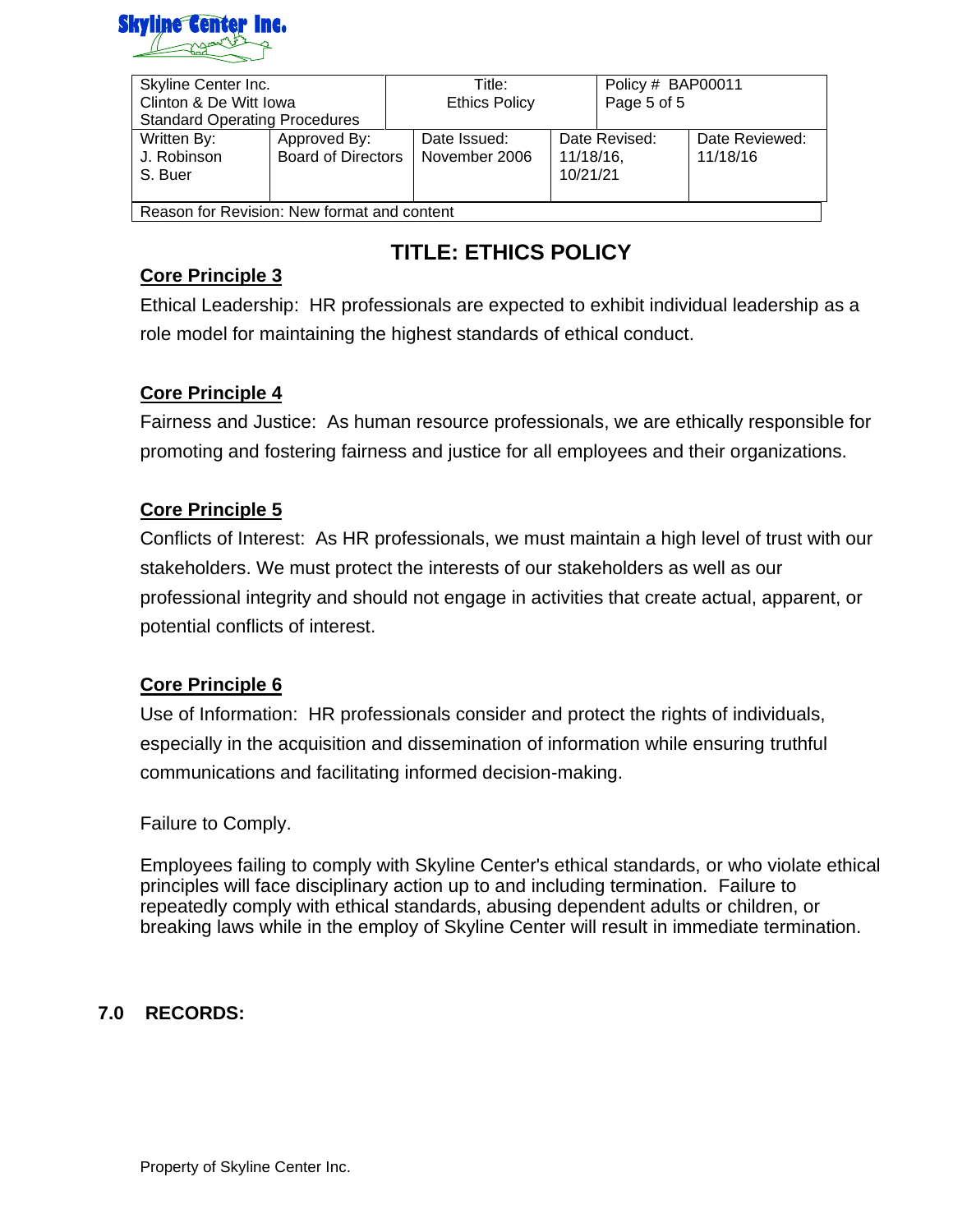| Skyline Center Inc.<br>Clinton & De Witt Iowa<br>Standard Operating Procedures | | Title:<br>Ethics Policy | | Policy # BAP00011<br>Page 5 of 5 |
|---|---|---|---|---|
| Written By:<br>J. Robinson<br>S. Buer | Approved By:<br>Board of Directors | Date Issued:<br>November 2006 | Date Revised:<br>11/18/16,<br>10/21/21 | Date Reviewed:<br>11/18/16 |
| Reason for Revision: New format and content | | | | |

# TITLE: ETHICS POLICY

**Core Principle 3**

Ethical Leadership: HR professionals are expected to exhibit individual leadership as a role model for maintaining the highest standards of ethical conduct.

**Core Principle 4**

Fairness and Justice: As human resource professionals, we are ethically responsible for promoting and fostering fairness and justice for all employees and their organizations.

**Core Principle 5**

Conflicts of Interest: As HR professionals, we must maintain a high level of trust with our stakeholders. We must protect the interests of our stakeholders as well as our professional integrity and should not engage in activities that create actual, apparent, or potential conflicts of interest.

**Core Principle 6**

Use of Information: HR professionals consider and protect the rights of individuals, especially in the acquisition and dissemination of information while ensuring truthful communications and facilitating informed decision-making.

Failure to Comply.

Employees failing to comply with Skyline Center's ethical standards, or who violate ethical principles will face disciplinary action up to and including termination. Failure to repeatedly comply with ethical standards, abusing dependent adults or children, or breaking laws while in the employ of Skyline Center will result in immediate termination.

## 7.0 RECORDS: